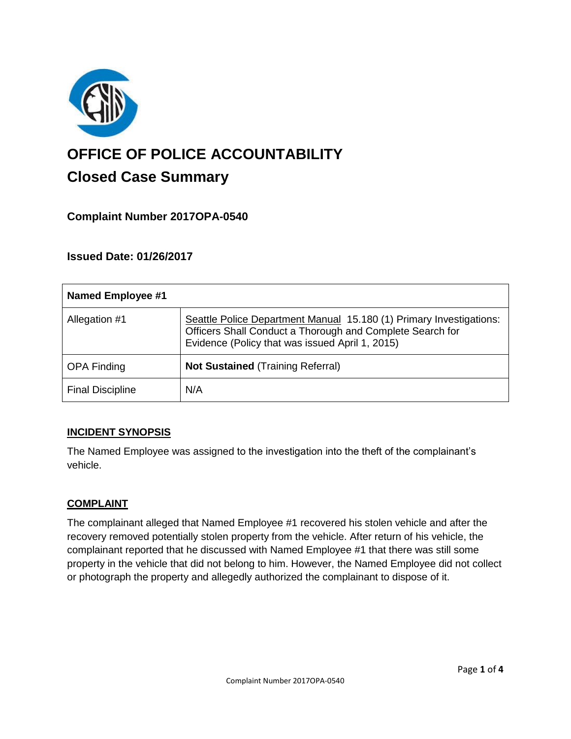# OFFICE OF POLICE ACCOUNTABILITY

## Closed Case Summary

### Complaint Number 2017OPA-0540

### Issued Date: 01/26/2017

| **Named Employee #1** | |
|---|---|
| Allegation #1 | Seattle Police Department Manual 15.180 (1) Primary Investigations: Officers Shall Conduct a Thorough and Complete Search for Evidence (Policy that was issued April 1, 2015) |
| OPA Finding | **Not Sustained** (Training Referral) |
| Final Discipline | N/A |

**INCIDENT SYNOPSIS**

The Named Employee was assigned to the investigation into the theft of the complainant's vehicle.

**COMPLAINT**

The complainant alleged that Named Employee #1 recovered his stolen vehicle and after the recovery removed potentially stolen property from the vehicle. After return of his vehicle, the complainant reported that he discussed with Named Employee #1 that there was still some property in the vehicle that did not belong to him. However, the Named Employee did not collect or photograph the property and allegedly authorized the complainant to dispose of it.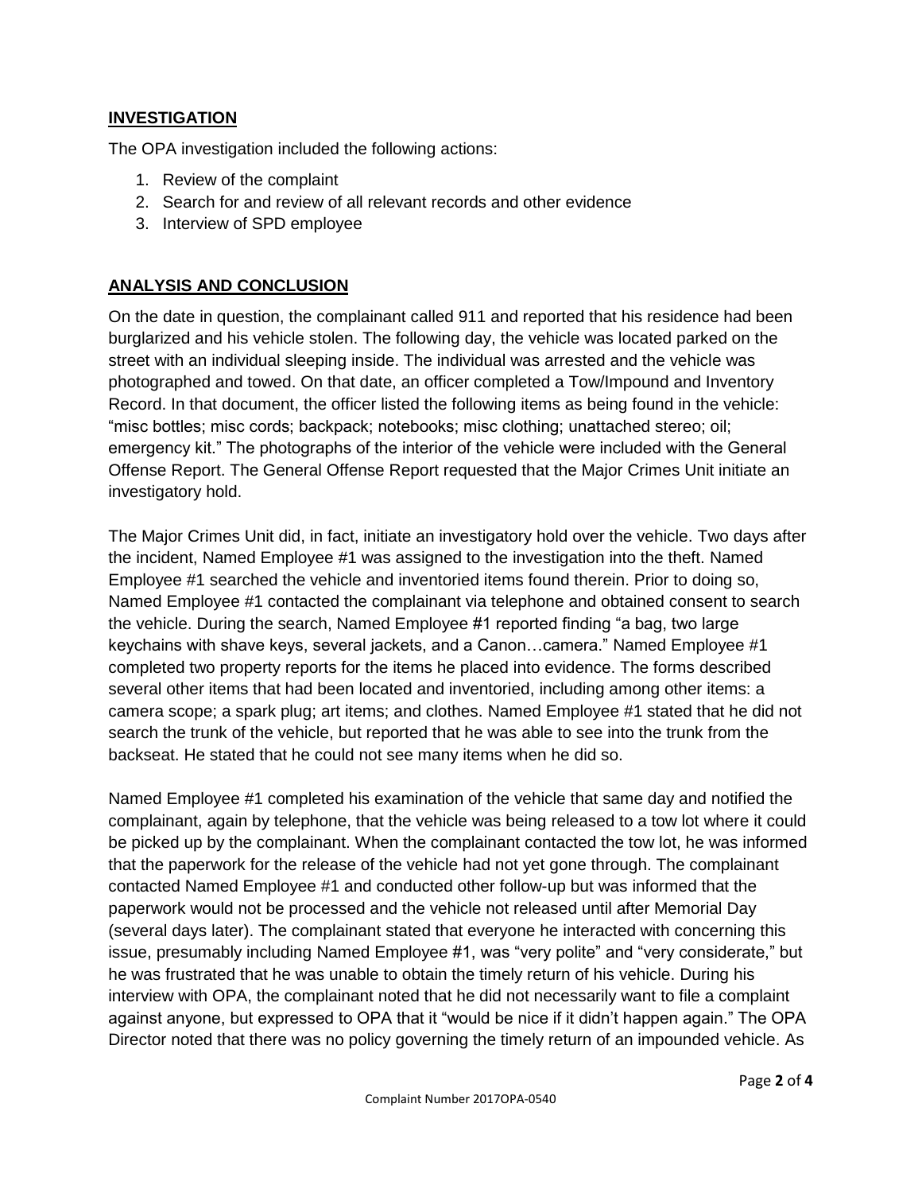## INVESTIGATION

The OPA investigation included the following actions:

1. Review of the complaint
2. Search for and review of all relevant records and other evidence
3. Interview of SPD employee

## ANALYSIS AND CONCLUSION

On the date in question, the complainant called 911 and reported that his residence had been burglarized and his vehicle stolen. The following day, the vehicle was located parked on the street with an individual sleeping inside. The individual was arrested and the vehicle was photographed and towed. On that date, an officer completed a Tow/Impound and Inventory Record. In that document, the officer listed the following items as being found in the vehicle: "misc bottles; misc cords; backpack; notebooks; misc clothing; unattached stereo; oil; emergency kit." The photographs of the interior of the vehicle were included with the General Offense Report. The General Offense Report requested that the Major Crimes Unit initiate an investigatory hold.

The Major Crimes Unit did, in fact, initiate an investigatory hold over the vehicle. Two days after the incident, Named Employee #1 was assigned to the investigation into the theft. Named Employee #1 searched the vehicle and inventoried items found therein. Prior to doing so, Named Employee #1 contacted the complainant via telephone and obtained consent to search the vehicle. During the search, Named Employee #1 reported finding "a bag, two large keychains with shave keys, several jackets, and a Canon…camera." Named Employee #1 completed two property reports for the items he placed into evidence. The forms described several other items that had been located and inventoried, including among other items: a camera scope; a spark plug; art items; and clothes. Named Employee #1 stated that he did not search the trunk of the vehicle, but reported that he was able to see into the trunk from the backseat. He stated that he could not see many items when he did so.

Named Employee #1 completed his examination of the vehicle that same day and notified the complainant, again by telephone, that the vehicle was being released to a tow lot where it could be picked up by the complainant. When the complainant contacted the tow lot, he was informed that the paperwork for the release of the vehicle had not yet gone through. The complainant contacted Named Employee #1 and conducted other follow-up but was informed that the paperwork would not be processed and the vehicle not released until after Memorial Day (several days later). The complainant stated that everyone he interacted with concerning this issue, presumably including Named Employee #1, was "very polite" and "very considerate," but he was frustrated that he was unable to obtain the timely return of his vehicle. During his interview with OPA, the complainant noted that he did not necessarily want to file a complaint against anyone, but expressed to OPA that it "would be nice if it didn't happen again." The OPA Director noted that there was no policy governing the timely return of an impounded vehicle. As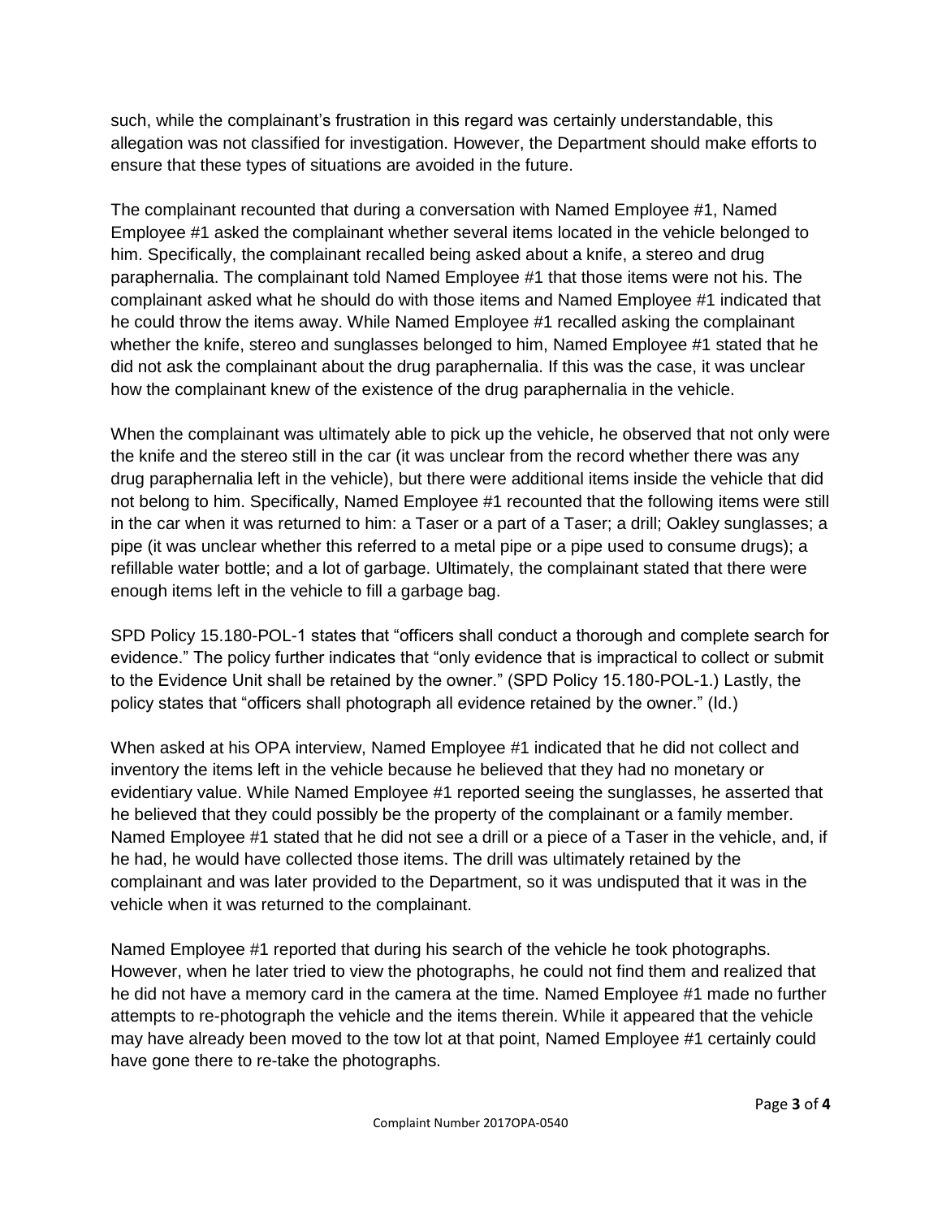such, while the complainant's frustration in this regard was certainly understandable, this allegation was not classified for investigation. However, the Department should make efforts to ensure that these types of situations are avoided in the future.

The complainant recounted that during a conversation with Named Employee #1, Named Employee #1 asked the complainant whether several items located in the vehicle belonged to him. Specifically, the complainant recalled being asked about a knife, a stereo and drug paraphernalia. The complainant told Named Employee #1 that those items were not his. The complainant asked what he should do with those items and Named Employee #1 indicated that he could throw the items away. While Named Employee #1 recalled asking the complainant whether the knife, stereo and sunglasses belonged to him, Named Employee #1 stated that he did not ask the complainant about the drug paraphernalia. If this was the case, it was unclear how the complainant knew of the existence of the drug paraphernalia in the vehicle.

When the complainant was ultimately able to pick up the vehicle, he observed that not only were the knife and the stereo still in the car (it was unclear from the record whether there was any drug paraphernalia left in the vehicle), but there were additional items inside the vehicle that did not belong to him. Specifically, Named Employee #1 recounted that the following items were still in the car when it was returned to him: a Taser or a part of a Taser; a drill; Oakley sunglasses; a pipe (it was unclear whether this referred to a metal pipe or a pipe used to consume drugs); a refillable water bottle; and a lot of garbage. Ultimately, the complainant stated that there were enough items left in the vehicle to fill a garbage bag.

SPD Policy 15.180-POL-1 states that "officers shall conduct a thorough and complete search for evidence." The policy further indicates that "only evidence that is impractical to collect or submit to the Evidence Unit shall be retained by the owner." (SPD Policy 15.180-POL-1.) Lastly, the policy states that "officers shall photograph all evidence retained by the owner." (Id.)

When asked at his OPA interview, Named Employee #1 indicated that he did not collect and inventory the items left in the vehicle because he believed that they had no monetary or evidentiary value. While Named Employee #1 reported seeing the sunglasses, he asserted that he believed that they could possibly be the property of the complainant or a family member. Named Employee #1 stated that he did not see a drill or a piece of a Taser in the vehicle, and, if he had, he would have collected those items. The drill was ultimately retained by the complainant and was later provided to the Department, so it was undisputed that it was in the vehicle when it was returned to the complainant.

Named Employee #1 reported that during his search of the vehicle he took photographs. However, when he later tried to view the photographs, he could not find them and realized that he did not have a memory card in the camera at the time. Named Employee #1 made no further attempts to re-photograph the vehicle and the items therein. While it appeared that the vehicle may have already been moved to the tow lot at that point, Named Employee #1 certainly could have gone there to re-take the photographs.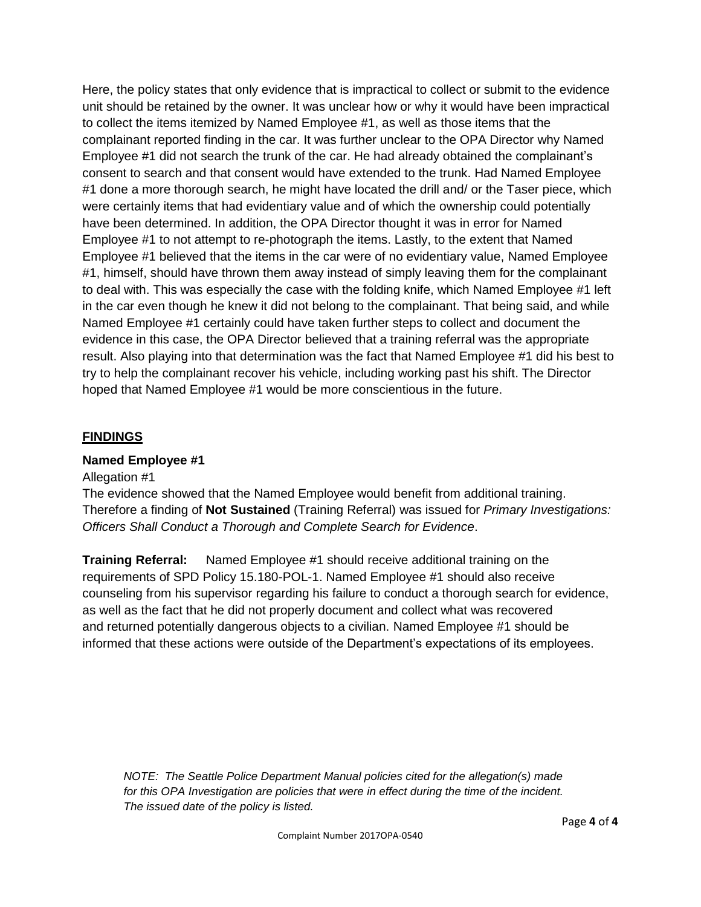Here, the policy states that only evidence that is impractical to collect or submit to the evidence unit should be retained by the owner. It was unclear how or why it would have been impractical to collect the items itemized by Named Employee #1, as well as those items that the complainant reported finding in the car. It was further unclear to the OPA Director why Named Employee #1 did not search the trunk of the car. He had already obtained the complainant's consent to search and that consent would have extended to the trunk. Had Named Employee #1 done a more thorough search, he might have located the drill and/ or the Taser piece, which were certainly items that had evidentiary value and of which the ownership could potentially have been determined. In addition, the OPA Director thought it was in error for Named Employee #1 to not attempt to re-photograph the items. Lastly, to the extent that Named Employee #1 believed that the items in the car were of no evidentiary value, Named Employee #1, himself, should have thrown them away instead of simply leaving them for the complainant to deal with. This was especially the case with the folding knife, which Named Employee #1 left in the car even though he knew it did not belong to the complainant. That being said, and while Named Employee #1 certainly could have taken further steps to collect and document the evidence in this case, the OPA Director believed that a training referral was the appropriate result. Also playing into that determination was the fact that Named Employee #1 did his best to try to help the complainant recover his vehicle, including working past his shift. The Director hoped that Named Employee #1 would be more conscientious in the future.

## FINDINGS

**Named Employee #1**

Allegation #1

The evidence showed that the Named Employee would benefit from additional training. Therefore a finding of **Not Sustained** (Training Referral) was issued for *Primary Investigations: Officers Shall Conduct a Thorough and Complete Search for Evidence*.

**Training Referral:** Named Employee #1 should receive additional training on the requirements of SPD Policy 15.180-POL-1. Named Employee #1 should also receive counseling from his supervisor regarding his failure to conduct a thorough search for evidence, as well as the fact that he did not properly document and collect what was recovered and returned potentially dangerous objects to a civilian. Named Employee #1 should be informed that these actions were outside of the Department's expectations of its employees.

*NOTE: The Seattle Police Department Manual policies cited for the allegation(s) made for this OPA Investigation are policies that were in effect during the time of the incident. The issued date of the policy is listed.*

Complaint Number 2017OPA-0540